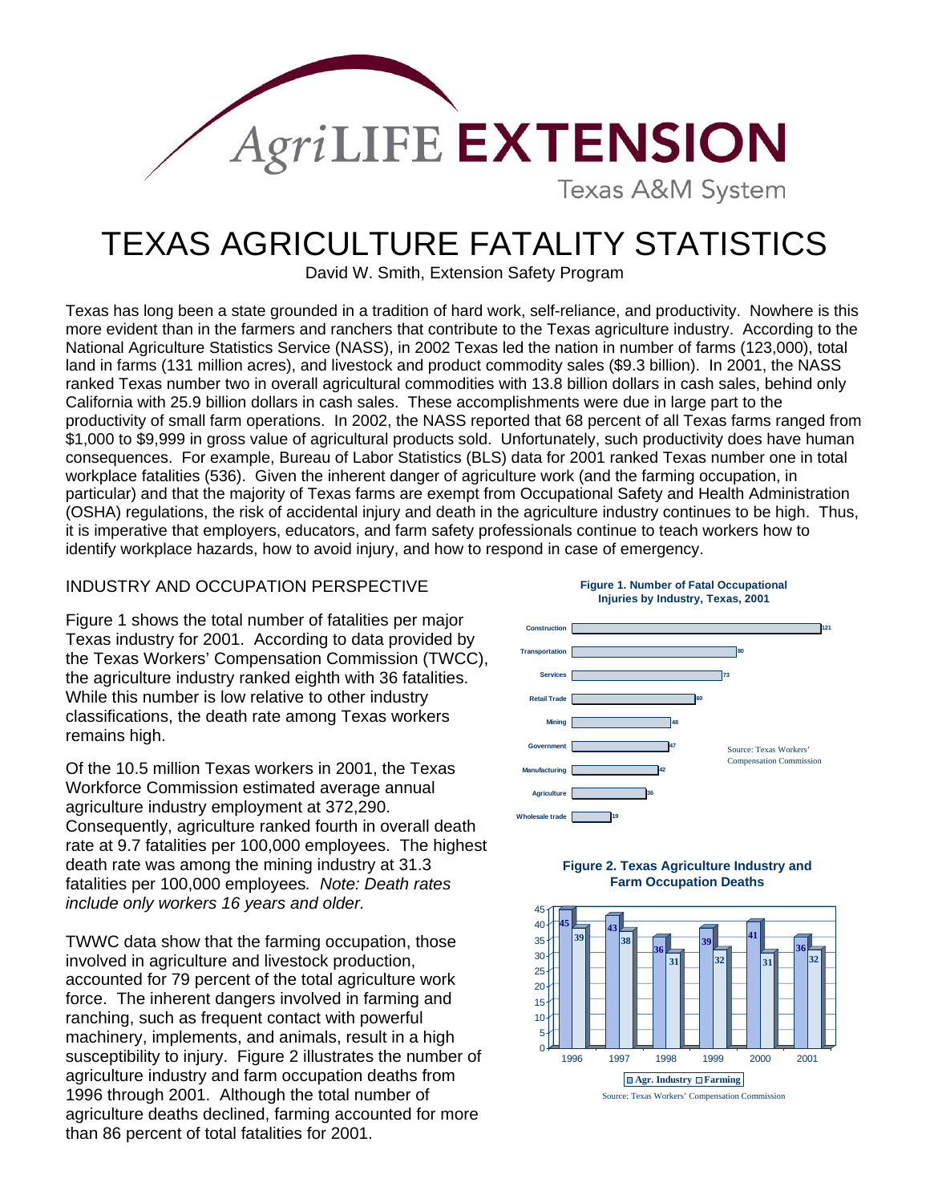AgriLIFE EXTENSION

Texas A&M System

# TEXAS AGRICULTURE FATALITY STATISTICS

David W. Smith, Extension Safety Program

Texas has long been a state grounded in a tradition of hard work, self-reliance, and productivity. Nowhere is this more evident than in the farmers and ranchers that contribute to the Texas agriculture industry. According to the National Agriculture Statistics Service (NASS), in 2002 Texas led the nation in number of farms (123,000), total land in farms (131 million acres), and livestock and product commodity sales ($9.3 billion). In 2001, the NASS ranked Texas number two in overall agricultural commodities with 13.8 billion dollars in cash sales, behind only California with 25.9 billion dollars in cash sales. These accomplishments were due in large part to the productivity of small farm operations. In 2002, the NASS reported that 68 percent of all Texas farms ranged from $1,000 to $9,999 in gross value of agricultural products sold. Unfortunately, such productivity does have human consequences. For example, Bureau of Labor Statistics (BLS) data for 2001 ranked Texas number one in total workplace fatalities (536). Given the inherent danger of agriculture work (and the farming occupation, in particular) and that the majority of Texas farms are exempt from Occupational Safety and Health Administration (OSHA) regulations, the risk of accidental injury and death in the agriculture industry continues to be high. Thus, it is imperative that employers, educators, and farm safety professionals continue to teach workers how to identify workplace hazards, how to avoid injury, and how to respond in case of emergency.

## INDUSTRY AND OCCUPATION PERSPECTIVE

Figure 1 shows the total number of fatalities per major Texas industry for 2001. According to data provided by the Texas Workers' Compensation Commission (TWCC), the agriculture industry ranked eighth with 36 fatalities. While this number is low relative to other industry classifications, the death rate among Texas workers remains high.

Of the 10.5 million Texas workers in 2001, the Texas Workforce Commission estimated average annual agriculture industry employment at 372,290. Consequently, agriculture ranked fourth in overall death rate at 9.7 fatalities per 100,000 employees. The highest death rate was among the mining industry at 31.3 fatalities per 100,000 employees. *Note: Death rates include only workers 16 years and older.*

TWWC data show that the farming occupation, those involved in agriculture and livestock production, accounted for 79 percent of the total agriculture work force. The inherent dangers involved in farming and ranching, such as frequent contact with powerful machinery, implements, and animals, result in a high susceptibility to injury. Figure 2 illustrates the number of agriculture industry and farm occupation deaths from 1996 through 2001. Although the total number of agriculture deaths declined, farming accounted for more than 86 percent of total fatalities for 2001.

**Figure 1. Number of Fatal Occupational Injuries by Industry, Texas, 2001**

| Industry | Fatalities |
|---|---|
| Construction | 121 |
| Transportation | 80 |
| Services | 73 |
| Retail Trade | 60 |
| Mining | 48 |
| Government | 47 |
| Manufacturing | 42 |
| Agriculture | 36 |
| Wholesale trade | 19 |

Source: Texas Workers' Compensation Commission

**Figure 2. Texas Agriculture Industry and Farm Occupation Deaths**

| Year | Agr. Industry | Farming |
|---|---|---|
| 1996 | 45 | 39 |
| 1997 | 43 | 38 |
| 1998 | 36 | 31 |
| 1999 | 39 | 32 |
| 2000 | 41 | 31 |
| 2001 | 36 | 32 |

Source: Texas Workers' Compensation Commission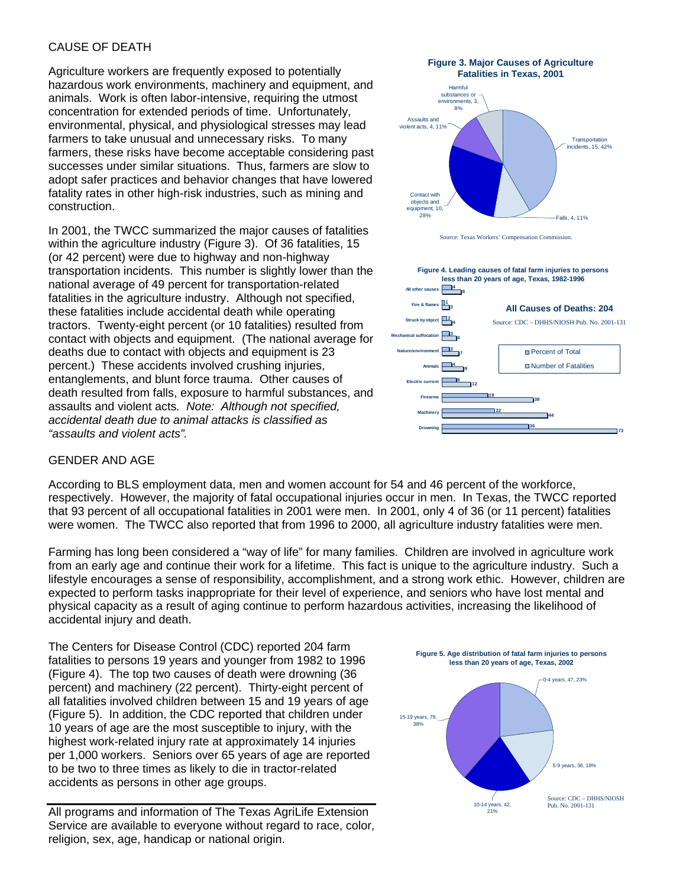## CAUSE OF DEATH

Agriculture workers are frequently exposed to potentially hazardous work environments, machinery and equipment, and animals. Work is often labor-intensive, requiring the utmost concentration for extended periods of time. Unfortunately, environmental, physical, and physiological stresses may lead farmers to take unusual and unnecessary risks. To many farmers, these risks have become acceptable considering past successes under similar situations. Thus, farmers are slow to adopt safer practices and behavior changes that have lowered fatality rates in other high-risk industries, such as mining and construction.

In 2001, the TWCC summarized the major causes of fatalities within the agriculture industry (Figure 3). Of 36 fatalities, 15 (or 42 percent) were due to highway and non-highway transportation incidents. This number is slightly lower than the national average of 49 percent for transportation-related fatalities in the agriculture industry. Although not specified, these fatalities include accidental death while operating tractors. Twenty-eight percent (or 10 fatalities) resulted from contact with objects and equipment. (The national average for deaths due to contact with objects and equipment is 23 percent.) These accidents involved crushing injuries, entanglements, and blunt force trauma. Other causes of death resulted from falls, exposure to harmful substances, and assaults and violent acts. *Note: Although not specified, accidental death due to animal attacks is classified as "assaults and violent acts".*

**Figure 3. Major Causes of Agriculture Fatalities in Texas, 2001**

Harmful substances or environments, 3, 8%
Transportation incidents, 15, 42%
Falls, 4, 11%
Contact with objects and equipment, 10, 28%
Assaults and violent acts, 4, 11%

Source: Texas Workers' Compensation Commission.

**Figure 4. Leading causes of fatal farm injuries to persons less than 20 years of age, Texas, 1982-1996**

All Causes of Deaths: 204

Source: CDC – DHHS/NIOSH Pub. No. 2001-131

Percent of Total
Number of Fatalities

All other causes 4 8
Fire & flames 1 3
Struck by object 2 4
Mechanical suffocation 3 6
Nature/environment 3 7
Animals 4 9
Electric current 6 12
Firearms 19 38
Machinery 22 44
Drowning 36 73

## GENDER AND AGE

According to BLS employment data, men and women account for 54 and 46 percent of the workforce, respectively. However, the majority of fatal occupational injuries occur in men. In Texas, the TWCC reported that 93 percent of all occupational fatalities in 2001 were men. In 2001, only 4 of 36 (or 11 percent) fatalities were women. The TWCC also reported that from 1996 to 2000, all agriculture industry fatalities were men.

Farming has long been considered a "way of life" for many families. Children are involved in agriculture work from an early age and continue their work for a lifetime. This fact is unique to the agriculture industry. Such a lifestyle encourages a sense of responsibility, accomplishment, and a strong work ethic. However, children are expected to perform tasks inappropriate for their level of experience, and seniors who have lost mental and physical capacity as a result of aging continue to perform hazardous activities, increasing the likelihood of accidental injury and death.

The Centers for Disease Control (CDC) reported 204 farm fatalities to persons 19 years and younger from 1982 to 1996 (Figure 4). The top two causes of death were drowning (36 percent) and machinery (22 percent). Thirty-eight percent of all fatalities involved children between 15 and 19 years of age (Figure 5). In addition, the CDC reported that children under 10 years of age are the most susceptible to injury, with the highest work-related injury rate at approximately 14 injuries per 1,000 workers. Seniors over 65 years of age are reported to be two to three times as likely to die in tractor-related accidents as persons in other age groups.

**Figure 5. Age distribution of fatal farm injuries to persons less than 20 years of age, Texas, 2002**

0-4 years, 47, 23%
5-9 years, 36, 18%
10-14 years, 42, 21%
15-19 years, 79, 38%

Source: CDC – DHHS/NIOSH Pub. No. 2001-131

---

All programs and information of The Texas AgriLife Extension Service are available to everyone without regard to race, color, religion, sex, age, handicap or national origin.